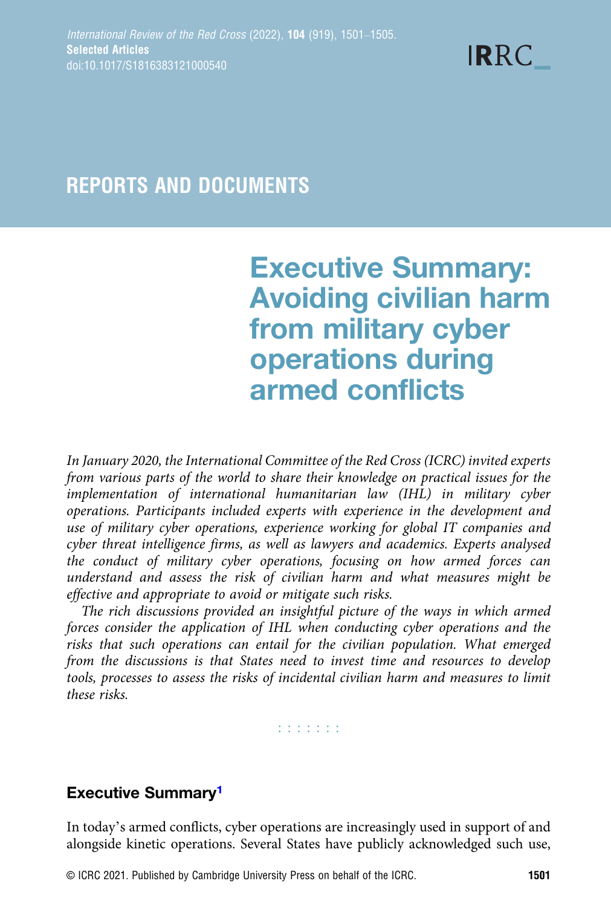REPORTS AND DOCUMENTS

# Executive Summary: Avoiding civilian harm from military cyber operations during armed conflicts

*In January 2020, the International Committee of the Red Cross (ICRC) invited experts from various parts of the world to share their knowledge on practical issues for the implementation of international humanitarian law (IHL) in military cyber operations. Participants included experts with experience in the development and use of military cyber operations, experience working for global IT companies and cyber threat intelligence firms, as well as lawyers and academics. Experts analysed the conduct of military cyber operations, focusing on how armed forces can understand and assess the risk of civilian harm and what measures might be effective and appropriate to avoid or mitigate such risks.*

*The rich discussions provided an insightful picture of the ways in which armed forces consider the application of IHL when conducting cyber operations and the risks that such operations can entail for the civilian population. What emerged from the discussions is that States need to invest time and resources to develop tools, processes to assess the risks of incidental civilian harm and measures to limit these risks.*

## Executive Summary[1]

In today's armed conflicts, cyber operations are increasingly used in support of and alongside kinetic operations. Several States have publicly acknowledged such use,

© ICRC 2021. Published by Cambridge University Press on behalf of the ICRC.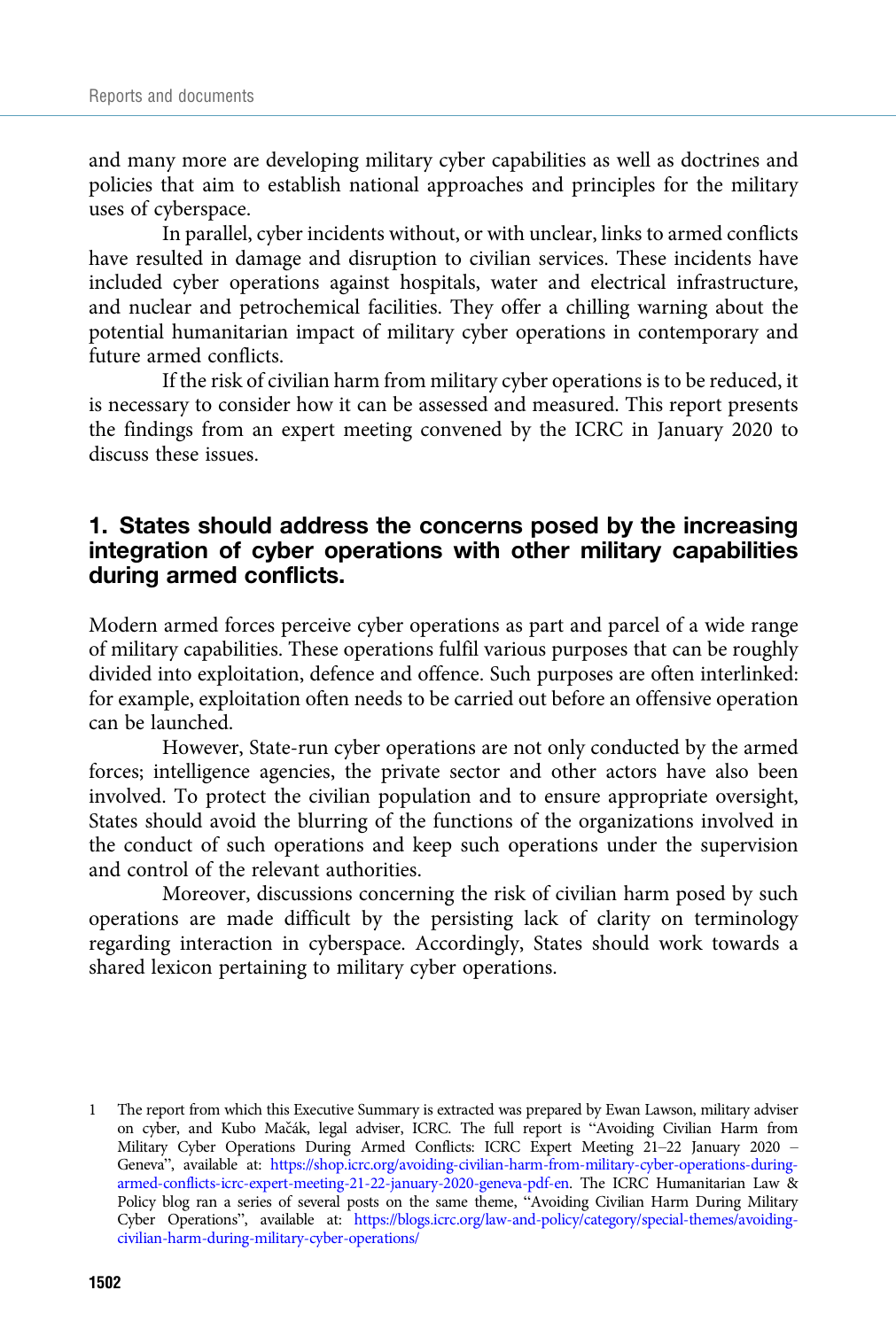and many more are developing military cyber capabilities as well as doctrines and policies that aim to establish national approaches and principles for the military uses of cyberspace.

In parallel, cyber incidents without, or with unclear, links to armed conflicts have resulted in damage and disruption to civilian services. These incidents have included cyber operations against hospitals, water and electrical infrastructure, and nuclear and petrochemical facilities. They offer a chilling warning about the potential humanitarian impact of military cyber operations in contemporary and future armed conflicts.

If the risk of civilian harm from military cyber operations is to be reduced, it is necessary to consider how it can be assessed and measured. This report presents the findings from an expert meeting convened by the ICRC in January 2020 to discuss these issues.

## 1. States should address the concerns posed by the increasing integration of cyber operations with other military capabilities during armed conflicts.

Modern armed forces perceive cyber operations as part and parcel of a wide range of military capabilities. These operations fulfil various purposes that can be roughly divided into exploitation, defence and offence. Such purposes are often interlinked: for example, exploitation often needs to be carried out before an offensive operation can be launched.

However, State-run cyber operations are not only conducted by the armed forces; intelligence agencies, the private sector and other actors have also been involved. To protect the civilian population and to ensure appropriate oversight, States should avoid the blurring of the functions of the organizations involved in the conduct of such operations and keep such operations under the supervision and control of the relevant authorities.

Moreover, discussions concerning the risk of civilian harm posed by such operations are made difficult by the persisting lack of clarity on terminology regarding interaction in cyberspace. Accordingly, States should work towards a shared lexicon pertaining to military cyber operations.

1 The report from which this Executive Summary is extracted was prepared by Ewan Lawson, military adviser on cyber, and Kubo Mačák, legal adviser, ICRC. The full report is "Avoiding Civilian Harm from Military Cyber Operations During Armed Conflicts: ICRC Expert Meeting 21–22 January 2020 – Geneva", available at: https://shop.icrc.org/avoiding-civilian-harm-from-military-cyber-operations-during-armed-conflicts-icrc-expert-meeting-21-22-january-2020-geneva-pdf-en. The ICRC Humanitarian Law & Policy blog ran a series of several posts on the same theme, "Avoiding Civilian Harm During Military Cyber Operations", available at: https://blogs.icrc.org/law-and-policy/category/special-themes/avoiding-civilian-harm-during-military-cyber-operations/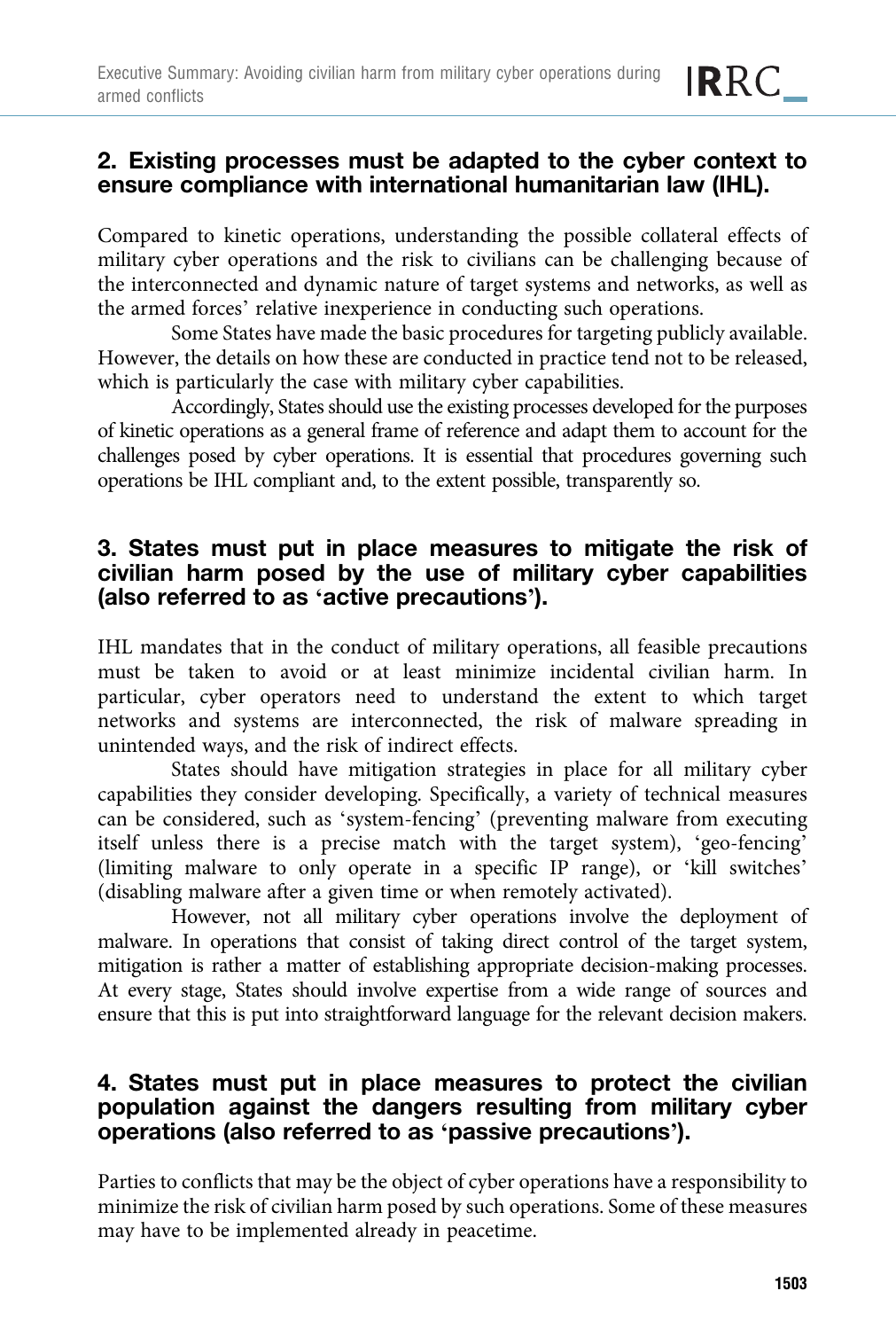## 2. Existing processes must be adapted to the cyber context to ensure compliance with international humanitarian law (IHL).

Compared to kinetic operations, understanding the possible collateral effects of military cyber operations and the risk to civilians can be challenging because of the interconnected and dynamic nature of target systems and networks, as well as the armed forces' relative inexperience in conducting such operations.

Some States have made the basic procedures for targeting publicly available. However, the details on how these are conducted in practice tend not to be released, which is particularly the case with military cyber capabilities.

Accordingly, States should use the existing processes developed for the purposes of kinetic operations as a general frame of reference and adapt them to account for the challenges posed by cyber operations. It is essential that procedures governing such operations be IHL compliant and, to the extent possible, transparently so.

## 3. States must put in place measures to mitigate the risk of civilian harm posed by the use of military cyber capabilities (also referred to as 'active precautions').

IHL mandates that in the conduct of military operations, all feasible precautions must be taken to avoid or at least minimize incidental civilian harm. In particular, cyber operators need to understand the extent to which target networks and systems are interconnected, the risk of malware spreading in unintended ways, and the risk of indirect effects.

States should have mitigation strategies in place for all military cyber capabilities they consider developing. Specifically, a variety of technical measures can be considered, such as 'system-fencing' (preventing malware from executing itself unless there is a precise match with the target system), 'geo-fencing' (limiting malware to only operate in a specific IP range), or 'kill switches' (disabling malware after a given time or when remotely activated).

However, not all military cyber operations involve the deployment of malware. In operations that consist of taking direct control of the target system, mitigation is rather a matter of establishing appropriate decision-making processes. At every stage, States should involve expertise from a wide range of sources and ensure that this is put into straightforward language for the relevant decision makers.

## 4. States must put in place measures to protect the civilian population against the dangers resulting from military cyber operations (also referred to as 'passive precautions').

Parties to conflicts that may be the object of cyber operations have a responsibility to minimize the risk of civilian harm posed by such operations. Some of these measures may have to be implemented already in peacetime.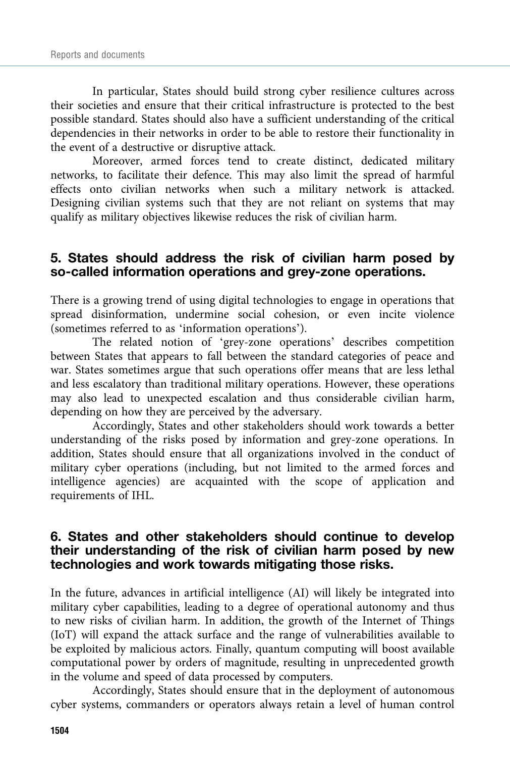In particular, States should build strong cyber resilience cultures across their societies and ensure that their critical infrastructure is protected to the best possible standard. States should also have a sufficient understanding of the critical dependencies in their networks in order to be able to restore their functionality in the event of a destructive or disruptive attack.

Moreover, armed forces tend to create distinct, dedicated military networks, to facilitate their defence. This may also limit the spread of harmful effects onto civilian networks when such a military network is attacked. Designing civilian systems such that they are not reliant on systems that may qualify as military objectives likewise reduces the risk of civilian harm.

## 5. States should address the risk of civilian harm posed by so-called information operations and grey-zone operations.

There is a growing trend of using digital technologies to engage in operations that spread disinformation, undermine social cohesion, or even incite violence (sometimes referred to as 'information operations').

The related notion of 'grey-zone operations' describes competition between States that appears to fall between the standard categories of peace and war. States sometimes argue that such operations offer means that are less lethal and less escalatory than traditional military operations. However, these operations may also lead to unexpected escalation and thus considerable civilian harm, depending on how they are perceived by the adversary.

Accordingly, States and other stakeholders should work towards a better understanding of the risks posed by information and grey-zone operations. In addition, States should ensure that all organizations involved in the conduct of military cyber operations (including, but not limited to the armed forces and intelligence agencies) are acquainted with the scope of application and requirements of IHL.

## 6. States and other stakeholders should continue to develop their understanding of the risk of civilian harm posed by new technologies and work towards mitigating those risks.

In the future, advances in artificial intelligence (AI) will likely be integrated into military cyber capabilities, leading to a degree of operational autonomy and thus to new risks of civilian harm. In addition, the growth of the Internet of Things (IoT) will expand the attack surface and the range of vulnerabilities available to be exploited by malicious actors. Finally, quantum computing will boost available computational power by orders of magnitude, resulting in unprecedented growth in the volume and speed of data processed by computers.

Accordingly, States should ensure that in the deployment of autonomous cyber systems, commanders or operators always retain a level of human control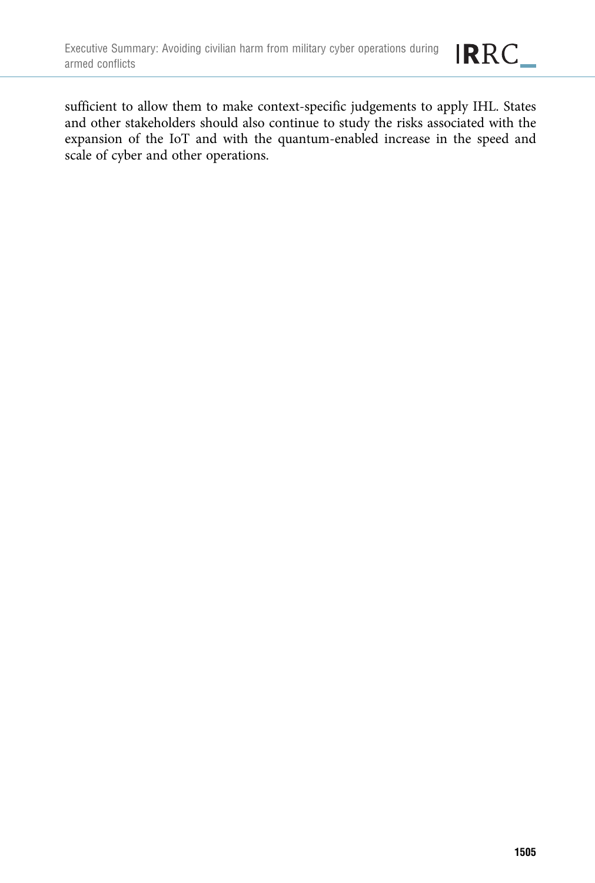sufficient to allow them to make context-specific judgements to apply IHL. States and other stakeholders should also continue to study the risks associated with the expansion of the IoT and with the quantum-enabled increase in the speed and scale of cyber and other operations.